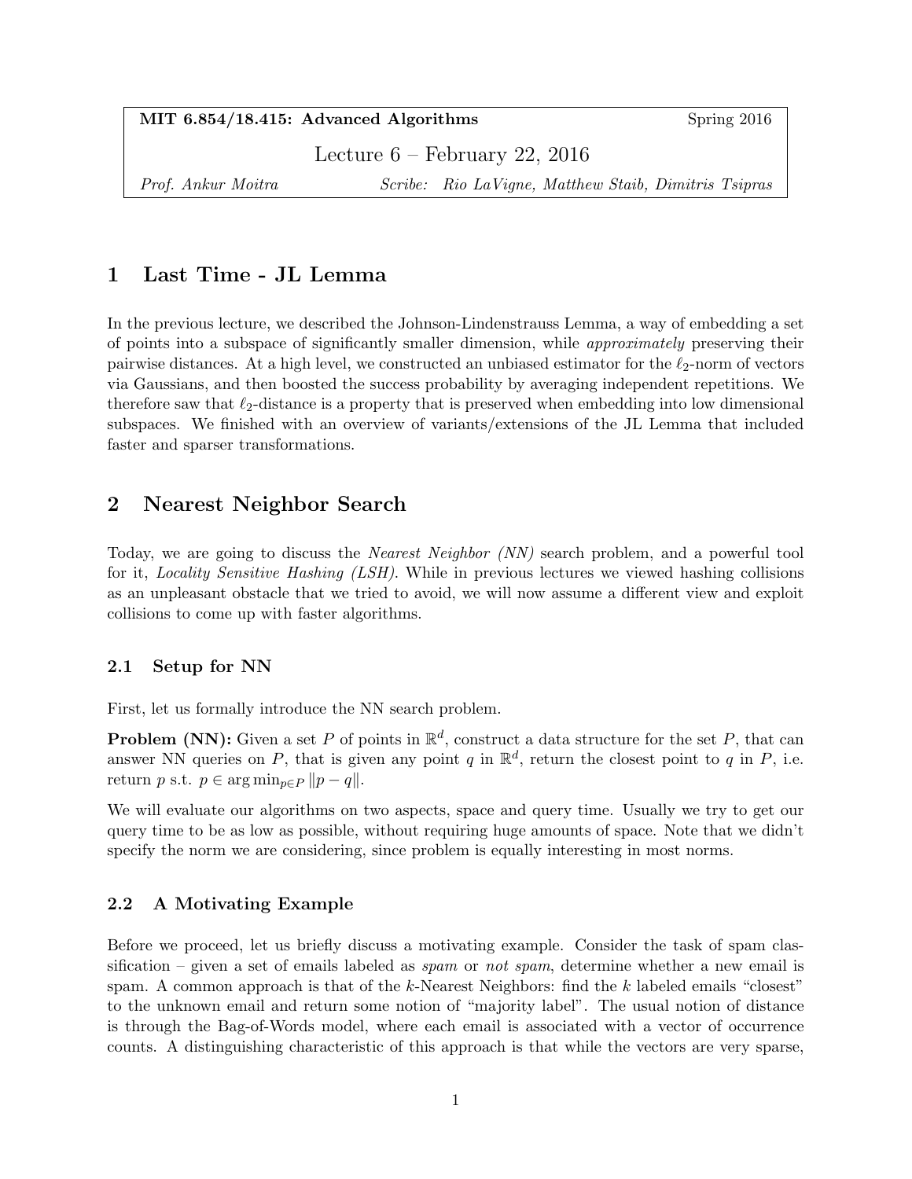**MIT 6.854/18.415: Advanced Algorithms** Spring 2016

Lecture 6 – February 22, 2016

*Prof. Ankur Moitra* *Scribe: Rio LaVigne, Matthew Staib, Dimitris Tsipras*

# 1 Last Time - JL Lemma

In the previous lecture, we described the Johnson-Lindenstrauss Lemma, a way of embedding a set of points into a subspace of significantly smaller dimension, while *approximately* preserving their pairwise distances. At a high level, we constructed an unbiased estimator for the $\ell_2$-norm of vectors via Gaussians, and then boosted the success probability by averaging independent repetitions. We therefore saw that $\ell_2$-distance is a property that is preserved when embedding into low dimensional subspaces. We finished with an overview of variants/extensions of the JL Lemma that included faster and sparser transformations.

# 2 Nearest Neighbor Search

Today, we are going to discuss the *Nearest Neighbor (NN)* search problem, and a powerful tool for it, *Locality Sensitive Hashing (LSH)*. While in previous lectures we viewed hashing collisions as an unpleasant obstacle that we tried to avoid, we will now assume a different view and exploit collisions to come up with faster algorithms.

## 2.1 Setup for NN

First, let us formally introduce the NN search problem.

**Problem (NN):** Given a set $P$ of points in $\mathbb{R}^d$, construct a data structure for the set $P$, that can answer NN queries on $P$, that is given any point $q$ in $\mathbb{R}^d$, return the closest point to $q$ in $P$, i.e. return $p$ s.t. $p \in \arg\min_{p \in P} \|p - q\|$.

We will evaluate our algorithms on two aspects, space and query time. Usually we try to get our query time to be as low as possible, without requiring huge amounts of space. Note that we didn't specify the norm we are considering, since problem is equally interesting in most norms.

## 2.2 A Motivating Example

Before we proceed, let us briefly discuss a motivating example. Consider the task of spam classification – given a set of emails labeled as *spam* or *not spam*, determine whether a new email is spam. A common approach is that of the $k$-Nearest Neighbors: find the $k$ labeled emails "closest" to the unknown email and return some notion of "majority label". The usual notion of distance is through the Bag-of-Words model, where each email is associated with a vector of occurrence counts. A distinguishing characteristic of this approach is that while the vectors are very sparse,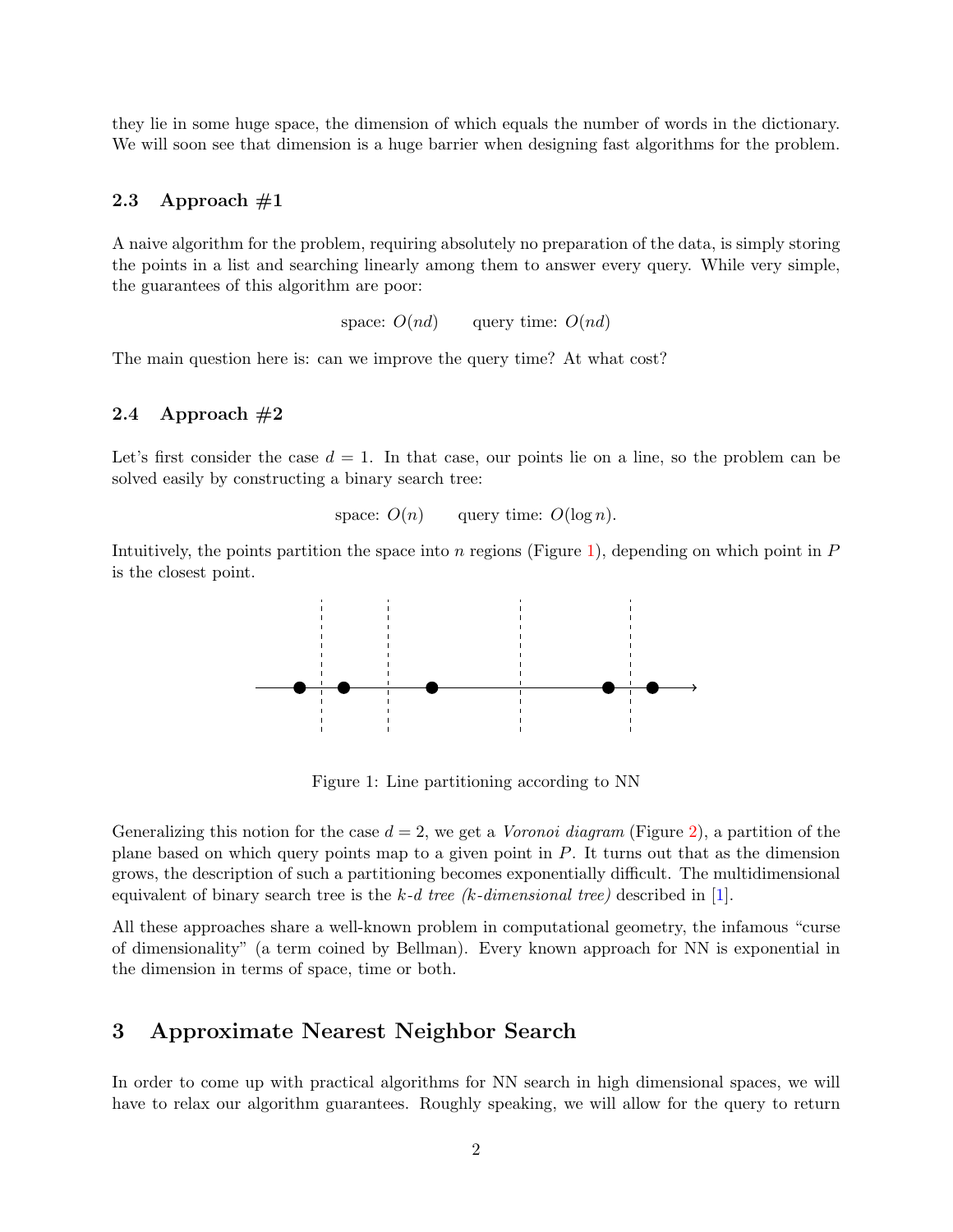they lie in some huge space, the dimension of which equals the number of words in the dictionary. We will soon see that dimension is a huge barrier when designing fast algorithms for the problem.

### 2.3 Approach #1

A naive algorithm for the problem, requiring absolutely no preparation of the data, is simply storing the points in a list and searching linearly among them to answer every query. While very simple, the guarantees of this algorithm are poor:

$$\text{space: } O(nd) \qquad \text{query time: } O(nd)$$

The main question here is: can we improve the query time? At what cost?

### 2.4 Approach #2

Let's first consider the case $d = 1$. In that case, our points lie on a line, so the problem can be solved easily by constructing a binary search tree:

$$\text{space: } O(n) \qquad \text{query time: } O(\log n).$$

Intuitively, the points partition the space into $n$ regions (Figure 1), depending on which point in $P$ is the closest point.

Figure 1: Line partitioning according to NN

Generalizing this notion for the case $d = 2$, we get a *Voronoi diagram* (Figure 2), a partition of the plane based on which query points map to a given point in $P$. It turns out that as the dimension grows, the description of such a partitioning becomes exponentially difficult. The multidimensional equivalent of binary search tree is the *k-d tree (k-dimensional tree)* described in [1].

All these approaches share a well-known problem in computational geometry, the infamous "curse of dimensionality" (a term coined by Bellman). Every known approach for NN is exponential in the dimension in terms of space, time or both.

## 3 Approximate Nearest Neighbor Search

In order to come up with practical algorithms for NN search in high dimensional spaces, we will have to relax our algorithm guarantees. Roughly speaking, we will allow for the query to return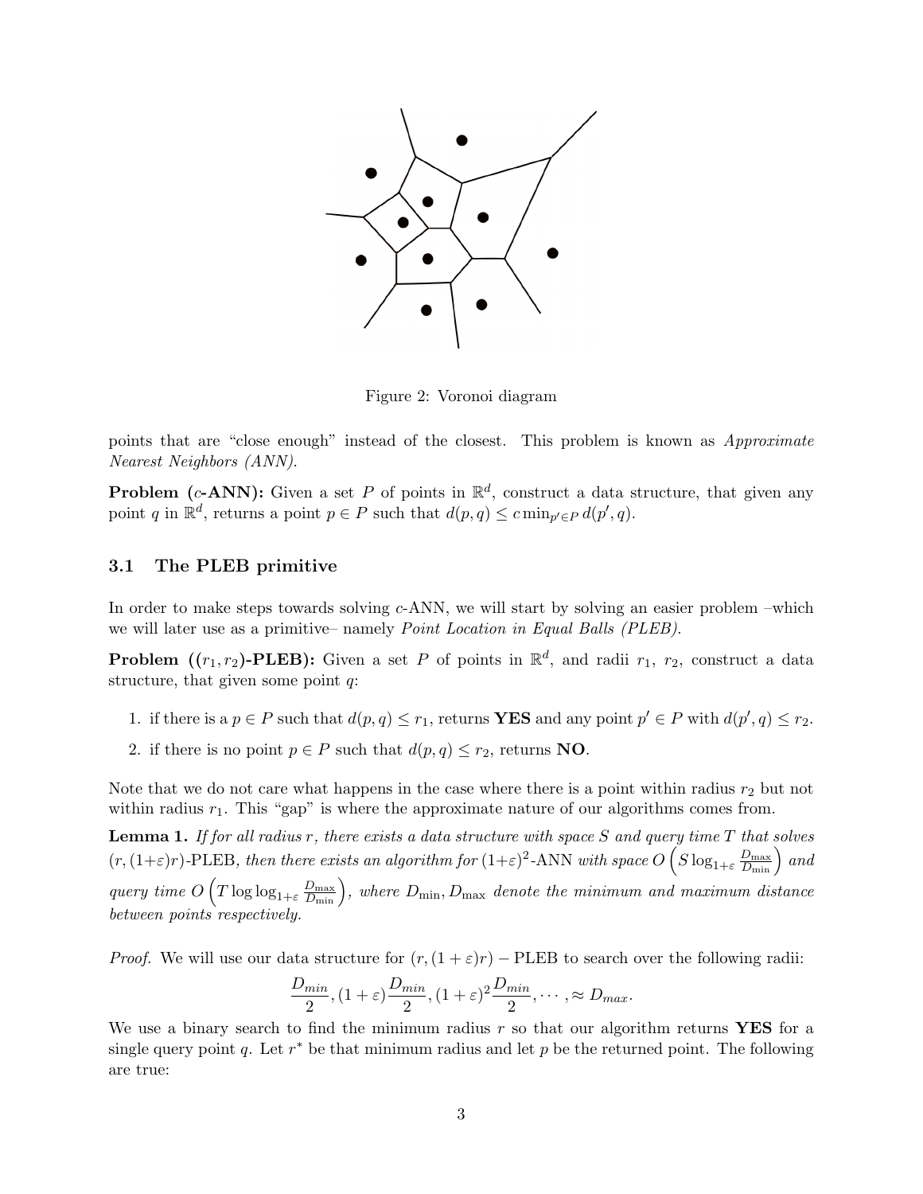Figure 2: Voronoi diagram

points that are "close enough" instead of the closest. This problem is known as *Approximate Nearest Neighbors (ANN)*.

**Problem ($c$-ANN):** Given a set $P$ of points in $\mathbb{R}^d$, construct a data structure, that given any point $q$ in $\mathbb{R}^d$, returns a point $p \in P$ such that $d(p, q) \leq c \min_{p' \in P} d(p', q)$.

### 3.1 The PLEB primitive

In order to make steps towards solving $c$-ANN, we will start by solving an easier problem –which we will later use as a primitive– namely *Point Location in Equal Balls (PLEB)*.

**Problem ($(r_1, r_2)$-PLEB):** Given a set $P$ of points in $\mathbb{R}^d$, and radii $r_1$, $r_2$, construct a data structure, that given some point $q$:

1. if there is a $p \in P$ such that $d(p, q) \leq r_1$, returns **YES** and any point $p' \in P$ with $d(p', q) \leq r_2$.
2. if there is no point $p \in P$ such that $d(p, q) \leq r_2$, returns **NO**.

Note that we do not care what happens in the case where there is a point within radius $r_2$ but not within radius $r_1$. This "gap" is where the approximate nature of our algorithms comes from.

**Lemma 1.** *If for all radius $r$, there exists a data structure with space $S$ and query time $T$ that solves $(r, (1+\varepsilon)r)$-PLEB, then there exists an algorithm for $(1+\varepsilon)^2$-ANN with space $O\left(S \log_{1+\varepsilon} \frac{D_{\max}}{D_{\min}}\right)$ and query time $O\left(T \log\log_{1+\varepsilon} \frac{D_{\max}}{D_{\min}}\right)$, where $D_{\min}, D_{\max}$ denote the minimum and maximum distance between points respectively.*

*Proof.* We will use our data structure for $(r, (1+\varepsilon)r) - \text{PLEB}$ to search over the following radii:

$$\frac{D_{min}}{2}, (1+\varepsilon)\frac{D_{min}}{2}, (1+\varepsilon)^2\frac{D_{min}}{2}, \cdots, \approx D_{max}.$$

We use a binary search to find the minimum radius $r$ so that our algorithm returns **YES** for a single query point $q$. Let $r^*$ be that minimum radius and let $p$ be the returned point. The following are true: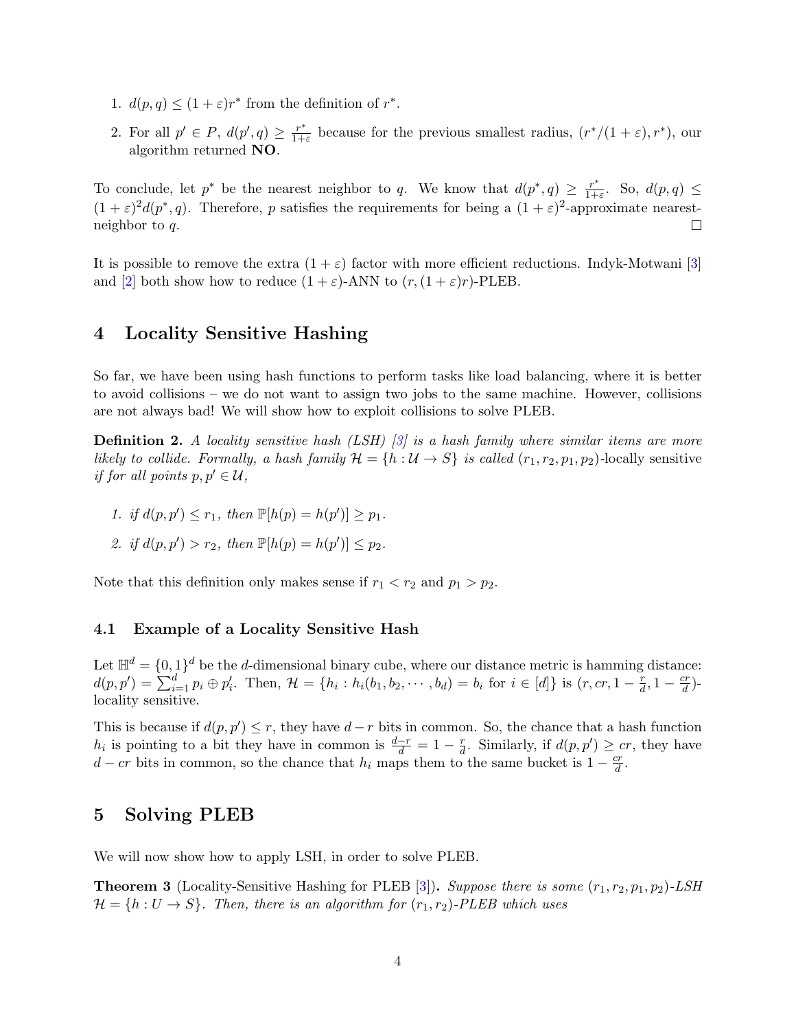1. $d(p, q) \leq (1+\varepsilon)r^*$ from the definition of $r^*$.
2. For all $p' \in P$, $d(p', q) \geq \frac{r^*}{1+\varepsilon}$ because for the previous smallest radius, $(r^*/(1+\varepsilon), r^*)$, our algorithm returned **NO**.

To conclude, let $p^*$ be the nearest neighbor to $q$. We know that $d(p^*, q) \geq \frac{r^*}{1+\varepsilon}$. So, $d(p, q) \leq (1+\varepsilon)^2 d(p^*, q)$. Therefore, $p$ satisfies the requirements for being a $(1+\varepsilon)^2$-approximate nearest-neighbor to $q$. □

It is possible to remove the extra $(1+\varepsilon)$ factor with more efficient reductions. Indyk-Motwani [3] and [2] both show how to reduce $(1+\varepsilon)$-ANN to $(r, (1+\varepsilon)r)$-PLEB.

## 4 Locality Sensitive Hashing

So far, we have been using hash functions to perform tasks like load balancing, where it is better to avoid collisions – we do not want to assign two jobs to the same machine. However, collisions are not always bad! We will show how to exploit collisions to solve PLEB.

**Definition 2.** *A locality sensitive hash (LSH) [3] is a hash family where similar items are more likely to collide. Formally, a hash family $\mathcal{H} = \{h : \mathcal{U} \to S\}$ is called $(r_1, r_2, p_1, p_2)$-locally sensitive if for all points $p, p' \in \mathcal{U}$,*

1. *if $d(p, p') \leq r_1$, then $\mathbb{P}[h(p) = h(p')] \geq p_1$.*
2. *if $d(p, p') > r_2$, then $\mathbb{P}[h(p) = h(p')] \leq p_2$.*

Note that this definition only makes sense if $r_1 < r_2$ and $p_1 > p_2$.

### 4.1 Example of a Locality Sensitive Hash

Let $\mathbb{H}^d = \{0, 1\}^d$ be the $d$-dimensional binary cube, where our distance metric is hamming distance: $d(p, p') = \sum_{i=1}^{d} p_i \oplus p'_i$. Then, $\mathcal{H} = \{h_i : h_i(b_1, b_2, \cdots, b_d) = b_i \text{ for } i \in [d]\}$ is $(r, cr, 1 - \frac{r}{d}, 1 - \frac{cr}{d})$-locality sensitive.

This is because if $d(p, p') \leq r$, they have $d - r$ bits in common. So, the chance that a hash function $h_i$ is pointing to a bit they have in common is $\frac{d-r}{d} = 1 - \frac{r}{d}$. Similarly, if $d(p, p') \geq cr$, they have $d - cr$ bits in common, so the chance that $h_i$ maps them to the same bucket is $1 - \frac{cr}{d}$.

## 5 Solving PLEB

We will now show how to apply LSH, in order to solve PLEB.

**Theorem 3** (Locality-Sensitive Hashing for PLEB [3]). *Suppose there is some $(r_1, r_2, p_1, p_2)$-LSH $\mathcal{H} = \{h : U \to S\}$. Then, there is an algorithm for $(r_1, r_2)$-PLEB which uses*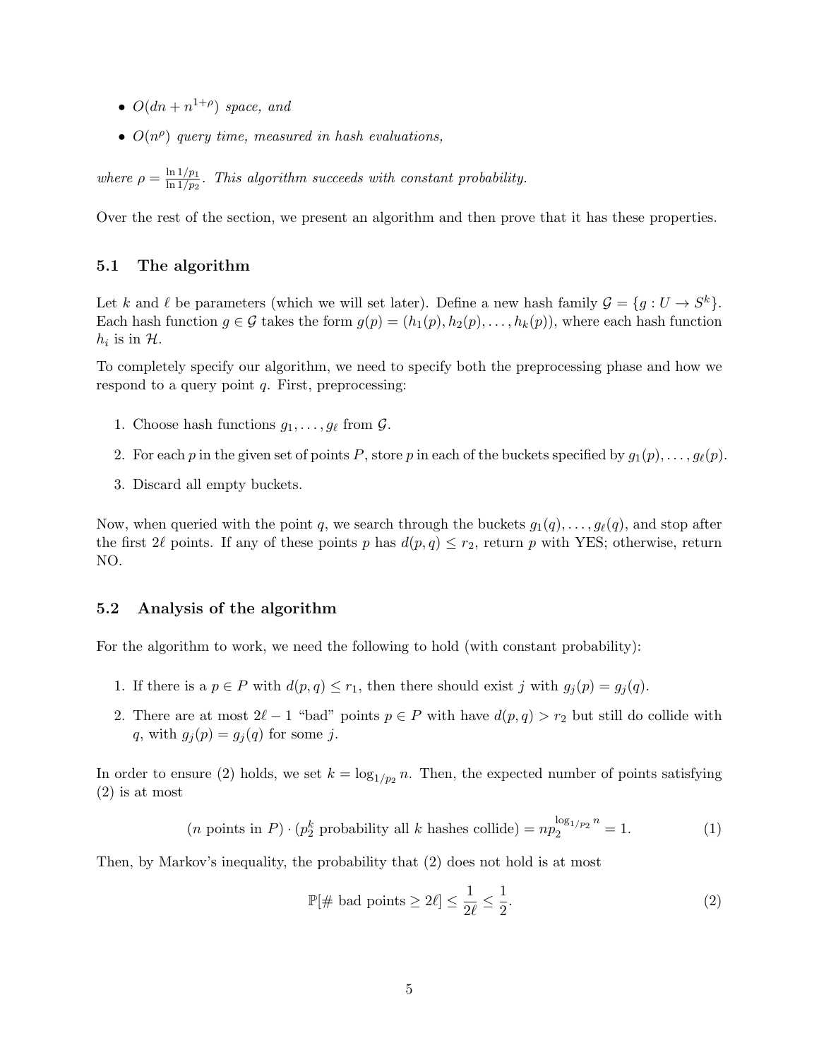- $O(dn + n^{1+\rho})$ *space, and*
- $O(n^\rho)$ *query time, measured in hash evaluations,*

*where* $\rho = \frac{\ln 1/p_1}{\ln 1/p_2}$. *This algorithm succeeds with constant probability.*

Over the rest of the section, we present an algorithm and then prove that it has these properties.

### 5.1 The algorithm

Let $k$ and $\ell$ be parameters (which we will set later). Define a new hash family $\mathcal{G} = \{g : U \to S^k\}$. Each hash function $g \in \mathcal{G}$ takes the form $g(p) = (h_1(p), h_2(p), \ldots, h_k(p))$, where each hash function $h_i$ is in $\mathcal{H}$.

To completely specify our algorithm, we need to specify both the preprocessing phase and how we respond to a query point $q$. First, preprocessing:

1. Choose hash functions $g_1, \ldots, g_\ell$ from $\mathcal{G}$.
2. For each $p$ in the given set of points $P$, store $p$ in each of the buckets specified by $g_1(p), \ldots, g_\ell(p)$.
3. Discard all empty buckets.

Now, when queried with the point $q$, we search through the buckets $g_1(q), \ldots, g_\ell(q)$, and stop after the first $2\ell$ points. If any of these points $p$ has $d(p, q) \leq r_2$, return $p$ with YES; otherwise, return NO.

### 5.2 Analysis of the algorithm

For the algorithm to work, we need the following to hold (with constant probability):

1. If there is a $p \in P$ with $d(p, q) \leq r_1$, then there should exist $j$ with $g_j(p) = g_j(q)$.
2. There are at most $2\ell - 1$ "bad" points $p \in P$ with have $d(p, q) > r_2$ but still do collide with $q$, with $g_j(p) = g_j(q)$ for some $j$.

In order to ensure (2) holds, we set $k = \log_{1/p_2} n$. Then, the expected number of points satisfying (2) is at most

$$(n \text{ points in } P) \cdot (p_2^k \text{ probability all } k \text{ hashes collide}) = np_2^{\log_{1/p_2} n} = 1. \tag{1}$$

Then, by Markov's inequality, the probability that (2) does not hold is at most

$$\mathbb{P}[\# \text{ bad points} \geq 2\ell] \leq \frac{1}{2\ell} \leq \frac{1}{2}. \tag{2}$$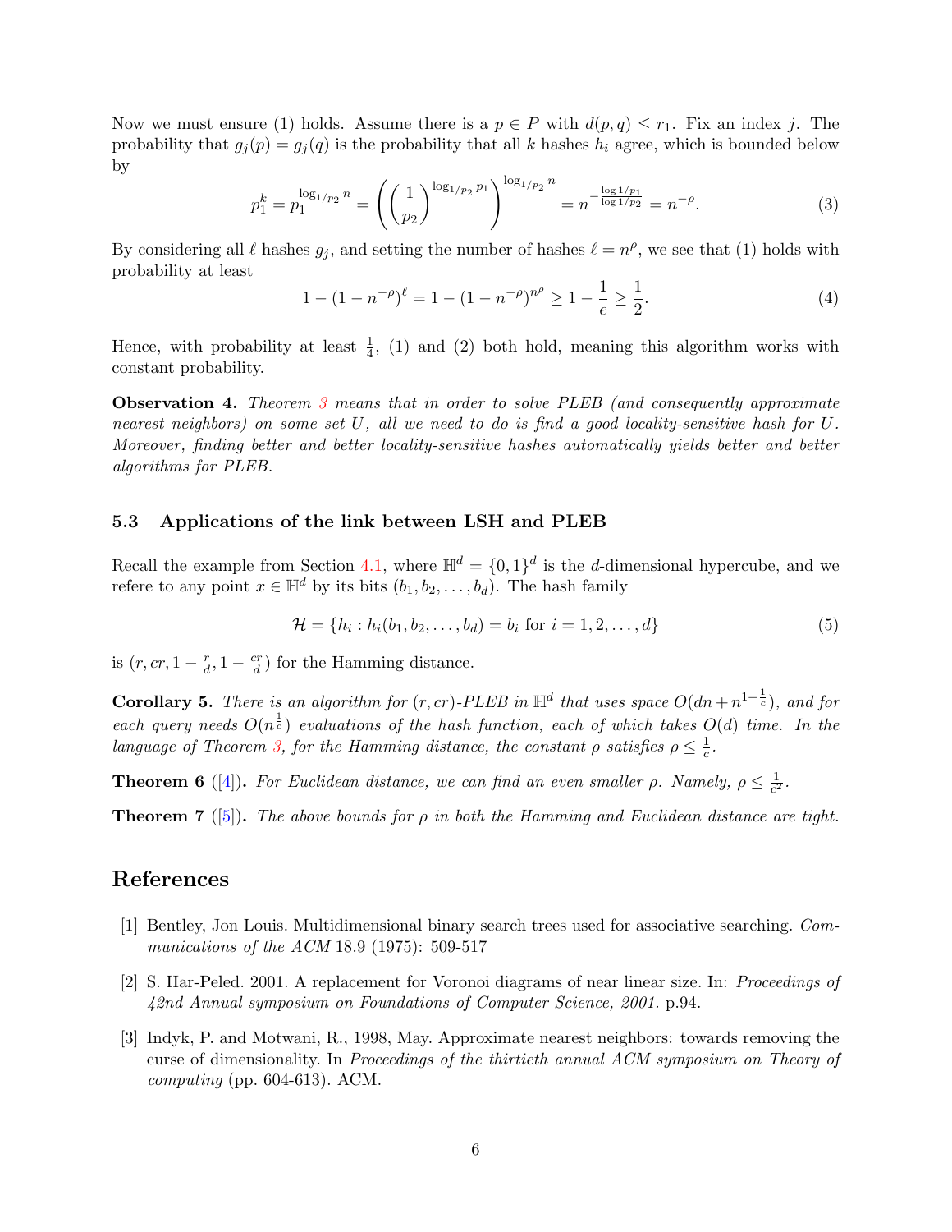Now we must ensure (1) holds. Assume there is a $p \in P$ with $d(p,q) \leq r_1$. Fix an index $j$. The probability that $g_j(p) = g_j(q)$ is the probability that all $k$ hashes $h_i$ agree, which is bounded below by

$$p_1^k = p_1^{\log_{1/p_2} n} = \left( \left( \frac{1}{p_2} \right)^{\log_{1/p_2} p_1} \right)^{\log_{1/p_2} n} = n^{-\frac{\log 1/p_1}{\log 1/p_2}} = n^{-\rho}. \tag{3}$$

By considering all $\ell$ hashes $g_j$, and setting the number of hashes $\ell = n^\rho$, we see that (1) holds with probability at least

$$1 - (1 - n^{-\rho})^\ell = 1 - (1 - n^{-\rho})^{n^\rho} \geq 1 - \frac{1}{e} \geq \frac{1}{2}. \tag{4}$$

Hence, with probability at least $\frac{1}{4}$, (1) and (2) both hold, meaning this algorithm works with constant probability.

**Observation 4.** *Theorem 3 means that in order to solve PLEB (and consequently approximate nearest neighbors) on some set $U$, all we need to do is find a good locality-sensitive hash for $U$. Moreover, finding better and better locality-sensitive hashes automatically yields better and better algorithms for PLEB.*

### 5.3 Applications of the link between LSH and PLEB

Recall the example from Section 4.1, where $\mathbb{H}^d = \{0,1\}^d$ is the $d$-dimensional hypercube, and we refere to any point $x \in \mathbb{H}^d$ by its bits $(b_1, b_2, \ldots, b_d)$. The hash family

$$\mathcal{H} = \{h_i : h_i(b_1, b_2, \ldots, b_d) = b_i \text{ for } i = 1, 2, \ldots, d\} \tag{5}$$

is $(r, cr, 1 - \frac{r}{d}, 1 - \frac{cr}{d})$ for the Hamming distance.

**Corollary 5.** *There is an algorithm for $(r, cr)$-PLEB in $\mathbb{H}^d$ that uses space $O(dn + n^{1+\frac{1}{c}})$, and for each query needs $O(n^{\frac{1}{c}})$ evaluations of the hash function, each of which takes $O(d)$ time. In the language of Theorem 3, for the Hamming distance, the constant $\rho$ satisfies $\rho \leq \frac{1}{c}$.*

**Theorem 6** ([4])**.** *For Euclidean distance, we can find an even smaller $\rho$. Namely, $\rho \leq \frac{1}{c^2}$.*

**Theorem 7** ([5])**.** *The above bounds for $\rho$ in both the Hamming and Euclidean distance are tight.*

## References

[1] Bentley, Jon Louis. Multidimensional binary search trees used for associative searching. *Communications of the ACM* 18.9 (1975): 509-517

[2] S. Har-Peled. 2001. A replacement for Voronoi diagrams of near linear size. In: *Proceedings of 42nd Annual symposium on Foundations of Computer Science, 2001.* p.94.

[3] Indyk, P. and Motwani, R., 1998, May. Approximate nearest neighbors: towards removing the curse of dimensionality. In *Proceedings of the thirtieth annual ACM symposium on Theory of computing* (pp. 604-613). ACM.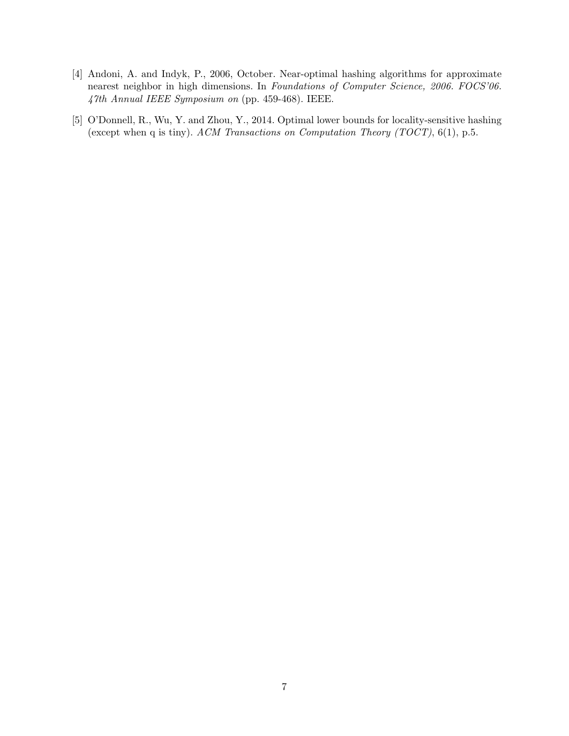[4] Andoni, A. and Indyk, P., 2006, October. Near-optimal hashing algorithms for approximate nearest neighbor in high dimensions. In *Foundations of Computer Science, 2006. FOCS'06. 47th Annual IEEE Symposium on* (pp. 459-468). IEEE.

[5] O'Donnell, R., Wu, Y. and Zhou, Y., 2014. Optimal lower bounds for locality-sensitive hashing (except when q is tiny). *ACM Transactions on Computation Theory (TOCT)*, 6(1), p.5.